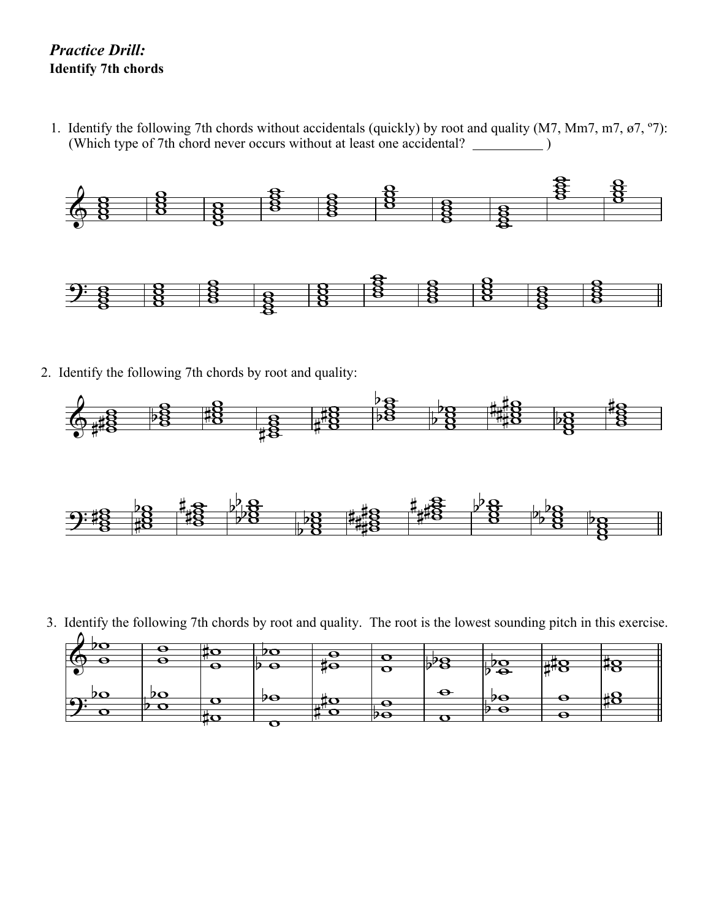*Practice Drill:*
**Identify 7th chords**

1. Identify the following 7th chords without accidentals (quickly) by root and quality (M7, Mm7, m7, ø7, º7): (Which type of 7th chord never occurs without at least one accidental? __________ )

2. Identify the following 7th chords by root and quality:

3. Identify the following 7th chords by root and quality. The root is the lowest sounding pitch in this exercise.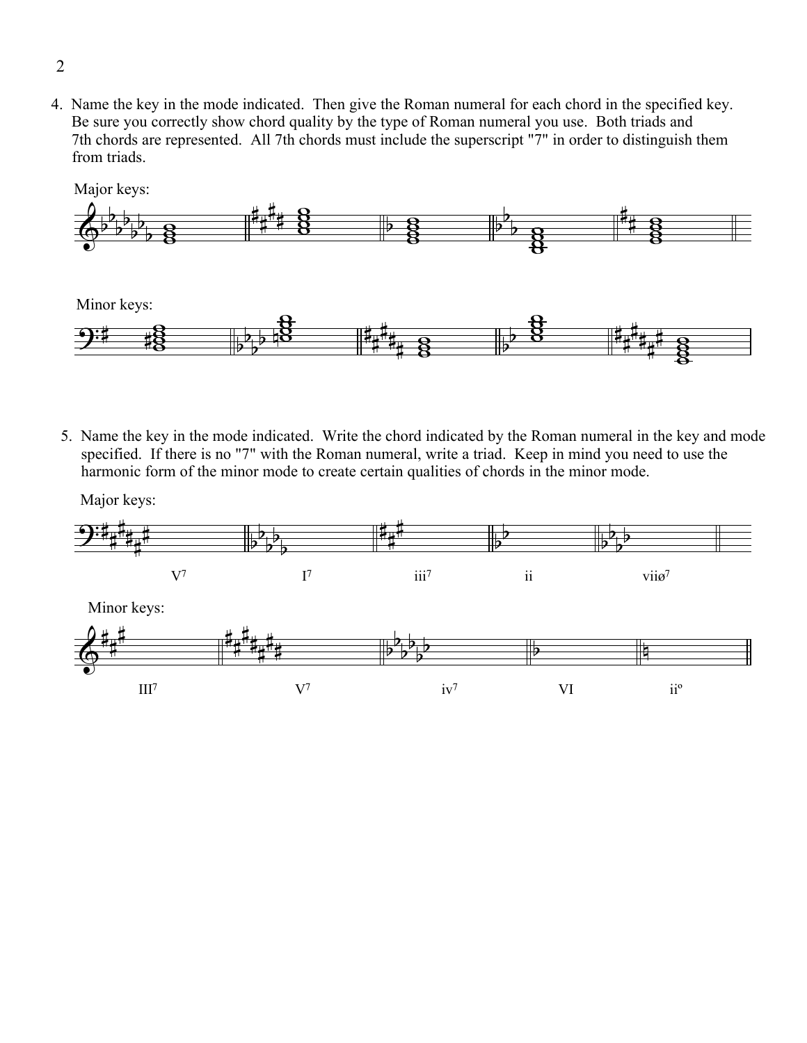4. Name the key in the mode indicated. Then give the Roman numeral for each chord in the specified key. Be sure you correctly show chord quality by the type of Roman numeral you use. Both triads and 7th chords are represented. All 7th chords must include the superscript "7" in order to distinguish them from triads.

Major keys:

Minor keys:

5. Name the key in the mode indicated. Write the chord indicated by the Roman numeral in the key and mode specified. If there is no "7" with the Roman numeral, write a triad. Keep in mind you need to use the harmonic form of the minor mode to create certain qualities of chords in the minor mode.

Major keys:

$V^7$ $I^7$ $iii^7$ ii $vii^{ø7}$

Minor keys:

$III^7$ $V^7$ $iv^7$ VI $ii^{o}$